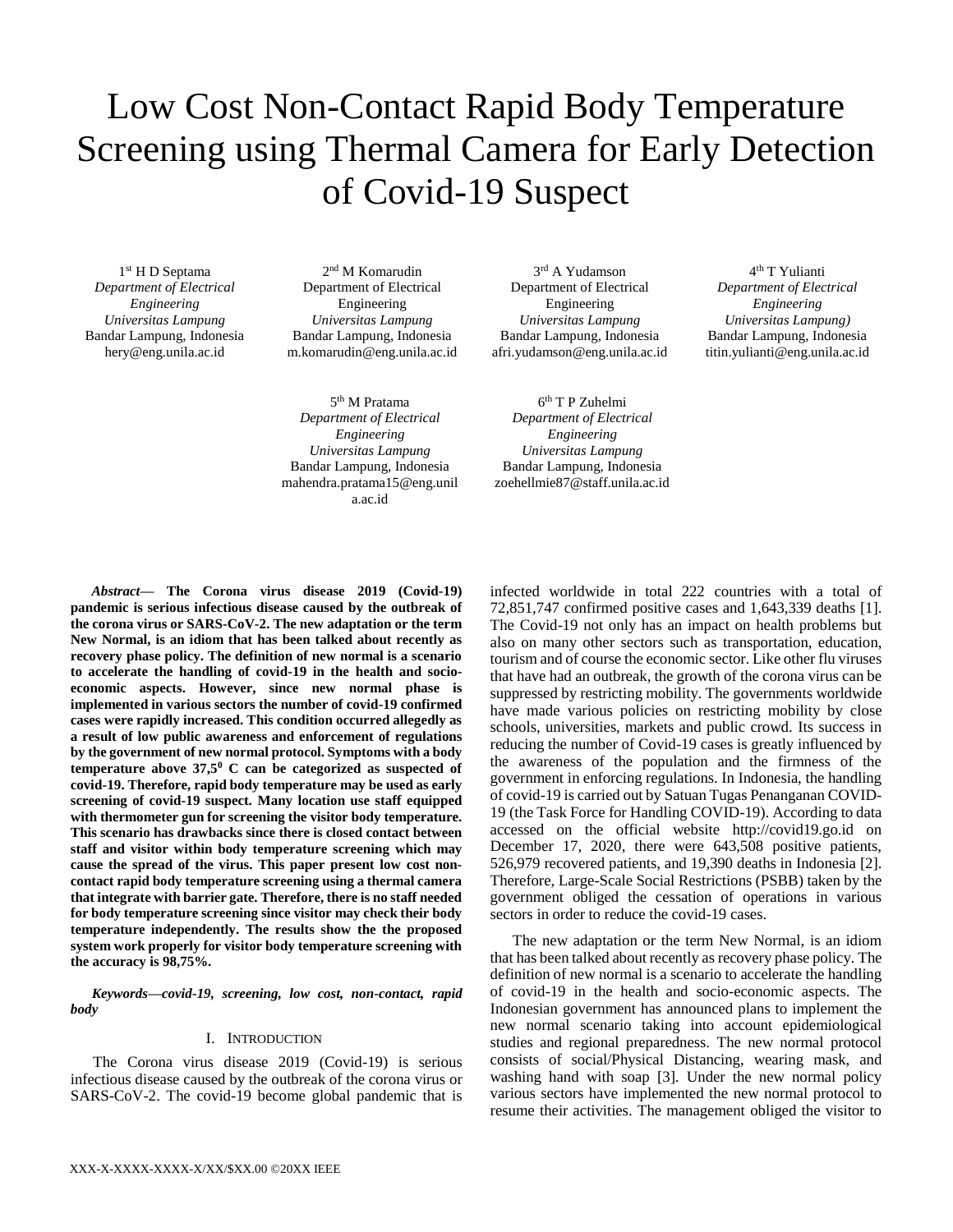# Low Cost Non-Contact Rapid Body Temperature Screening using Thermal Camera for Early Detection of Covid-19 Suspect

1st H D Septama
*Department of Electrical Engineering*
*Universitas Lampung*
Bandar Lampung, Indonesia
hery@eng.unila.ac.id

2nd M Komarudin
Department of Electrical Engineering
*Universitas Lampung*
Bandar Lampung, Indonesia
m.komarudin@eng.unila.ac.id

3rd A Yudamson
Department of Electrical Engineering
*Universitas Lampung*
Bandar Lampung, Indonesia
afri.yudamson@eng.unila.ac.id

4th T Yulianti
*Department of Electrical Engineering*
*Universitas Lampung)*
Bandar Lampung, Indonesia
titin.yulianti@eng.unila.ac.id

5th M Pratama
*Department of Electrical Engineering*
*Universitas Lampung*
Bandar Lampung, Indonesia
mahendra.pratama15@eng.unila.ac.id

6th T P Zuhelmi
*Department of Electrical Engineering*
*Universitas Lampung*
Bandar Lampung, Indonesia
zoehellmie87@staff.unila.ac.id

***Abstract*— The Corona virus disease 2019 (Covid-19) pandemic is serious infectious disease caused by the outbreak of the corona virus or SARS-CoV-2. The new adaptation or the term New Normal, is an idiom that has been talked about recently as recovery phase policy. The definition of new normal is a scenario to accelerate the handling of covid-19 in the health and socio-economic aspects. However, since new normal phase is implemented in various sectors the number of covid-19 confirmed cases were rapidly increased. This condition occurred allegedly as a result of low public awareness and enforcement of regulations by the government of new normal protocol. Symptoms with a body temperature above 37,5$^0$ C can be categorized as suspected of covid-19. Therefore, rapid body temperature may be used as early screening of covid-19 suspect. Many location use staff equipped with thermometer gun for screening the visitor body temperature. This scenario has drawbacks since there is closed contact between staff and visitor within body temperature screening which may cause the spread of the virus. This paper present low cost non-contact rapid body temperature screening using a thermal camera that integrate with barrier gate. Therefore, there is no staff needed for body temperature screening since visitor may check their body temperature independently. The results show the the proposed system work properly for visitor body temperature screening with the accuracy is 98,75%.**

***Keywords—covid-19, screening, low cost, non-contact, rapid body***

## I. Introduction

The Corona virus disease 2019 (Covid-19) is serious infectious disease caused by the outbreak of the corona virus or SARS-CoV-2. The covid-19 become global pandemic that is infected worldwide in total 222 countries with a total of 72,851,747 confirmed positive cases and 1,643,339 deaths [1]. The Covid-19 not only has an impact on health problems but also on many other sectors such as transportation, education, tourism and of course the economic sector. Like other flu viruses that have had an outbreak, the growth of the corona virus can be suppressed by restricting mobility. The governments worldwide have made various policies on restricting mobility by close schools, universities, markets and public crowd. Its success in reducing the number of Covid-19 cases is greatly influenced by the awareness of the population and the firmness of the government in enforcing regulations. In Indonesia, the handling of covid-19 is carried out by Satuan Tugas Penanganan COVID-19 (the Task Force for Handling COVID-19). According to data accessed on the official website http://covid19.go.id on December 17, 2020, there were 643,508 positive patients, 526,979 recovered patients, and 19,390 deaths in Indonesia [2]. Therefore, Large-Scale Social Restrictions (PSBB) taken by the government obliged the cessation of operations in various sectors in order to reduce the covid-19 cases.

The new adaptation or the term New Normal, is an idiom that has been talked about recently as recovery phase policy. The definition of new normal is a scenario to accelerate the handling of covid-19 in the health and socio-economic aspects. The Indonesian government has announced plans to implement the new normal scenario taking into account epidemiological studies and regional preparedness. The new normal protocol consists of social/Physical Distancing, wearing mask, and washing hand with soap [3]. Under the new normal policy various sectors have implemented the new normal protocol to resume their activities. The management obliged the visitor to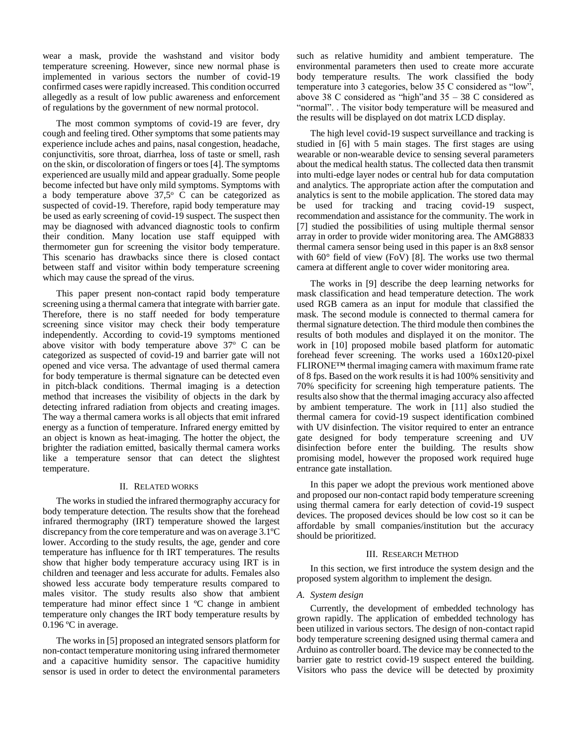wear a mask, provide the washstand and visitor body temperature screening. However, since new normal phase is implemented in various sectors the number of covid-19 confirmed cases were rapidly increased. This condition occurred allegedly as a result of low public awareness and enforcement of regulations by the government of new normal protocol.

The most common symptoms of covid-19 are fever, dry cough and feeling tired. Other symptoms that some patients may experience include aches and pains, nasal congestion, headache, conjunctivitis, sore throat, diarrhea, loss of taste or smell, rash on the skin, or discoloration of fingers or toes [4]. The symptoms experienced are usually mild and appear gradually. Some people become infected but have only mild symptoms. Symptoms with a body temperature above 37,5$^{o}$ C can be categorized as suspected of covid-19. Therefore, rapid body temperature may be used as early screening of covid-19 suspect. The suspect then may be diagnosed with advanced diagnostic tools to confirm their condition. Many location use staff equipped with thermometer gun for screening the visitor body temperature. This scenario has drawbacks since there is closed contact between staff and visitor within body temperature screening which may cause the spread of the virus.

This paper present non-contact rapid body temperature screening using a thermal camera that integrate with barrier gate. Therefore, there is no staff needed for body temperature screening since visitor may check their body temperature independently. According to covid-19 symptoms mentioned above visitor with body temperature above 37$^{o}$ C can be categorized as suspected of covid-19 and barrier gate will not opened and vice versa. The advantage of used thermal camera for body temperature is thermal signature can be detected even in pitch-black conditions. Thermal imaging is a detection method that increases the visibility of objects in the dark by detecting infrared radiation from objects and creating images. The way a thermal camera works is all objects that emit infrared energy as a function of temperature. Infrared energy emitted by an object is known as heat-imaging. The hotter the object, the brighter the radiation emitted, basically thermal camera works like a temperature sensor that can detect the slightest temperature.

## II. Related works

The works in studied the infrared thermography accuracy for body temperature detection. The results show that the forehead infrared thermography (IRT) temperature showed the largest discrepancy from the core temperature and was on average 3.1ºC lower. According to the study results, the age, gender and core temperature has influence for th IRT temperatures. The results show that higher body temperature accuracy using IRT is in children and teenager and less accurate for adults. Females also showed less accurate body temperature results compared to males visitor. The study results also show that ambient temperature had minor effect since 1 ºC change in ambient temperature only changes the IRT body temperature results by 0.196 ºC in average.

The works in [5] proposed an integrated sensors platform for non-contact temperature monitoring using infrared thermometer and a capacitive humidity sensor. The capacitive humidity sensor is used in order to detect the environmental parameters such as relative humidity and ambient temperature. The environmental parameters then used to create more accurate body temperature results. The work classified the body temperature into 3 categories, below 35 C considered as "low", above 38 C considered as "high"and 35 – 38 C considered as "normal". . The visitor body temperature will be measured and the results will be displayed on dot matrix LCD display.

The high level covid-19 suspect surveillance and tracking is studied in [6] with 5 main stages. The first stages are using wearable or non-wearable device to sensing several parameters about the medical health status. The collected data then transmit into multi-edge layer nodes or central hub for data computation and analytics. The appropriate action after the computation and analytics is sent to the mobile application. The stored data may be used for tracking and tracing covid-19 suspect, recommendation and assistance for the community. The work in [7] studied the possibilities of using multiple thermal sensor array in order to provide wider monitoring area. The AMG8833 thermal camera sensor being used in this paper is an 8x8 sensor with 60° field of view (FoV) [8]. The works use two thermal camera at different angle to cover wider monitoring area.

The works in [9] describe the deep learning networks for mask classification and head temperature detection. The work used RGB camera as an input for module that classified the mask. The second module is connected to thermal camera for thermal signature detection. The third module then combines the results of both modules and displayed it on the monitor. The work in [10] proposed mobile based platform for automatic forehead fever screening. The works used a 160x120-pixel FLIRONE™ thermal imaging camera with maximum frame rate of 8 fps. Based on the work results it is had 100% sensitivity and 70% specificity for screening high temperature patients. The results also show that the thermal imaging accuracy also affected by ambient temperature. The work in [11] also studied the thermal camera for covid-19 suspect identification combined with UV disinfection. The visitor required to enter an entrance gate designed for body temperature screening and UV disinfection before enter the building. The results show promising model, however the proposed work required huge entrance gate installation.

In this paper we adopt the previous work mentioned above and proposed our non-contact rapid body temperature screening using thermal camera for early detection of covid-19 suspect devices. The proposed devices should be low cost so it can be affordable by small companies/institution but the accuracy should be prioritized.

## III. Research Method

In this section, we first introduce the system design and the proposed system algorithm to implement the design.

### *A. System design*

Currently, the development of embedded technology has grown rapidly. The application of embedded technology has been utilized in various sectors. The design of non-contact rapid body temperature screening designed using thermal camera and Arduino as controller board. The device may be connected to the barrier gate to restrict covid-19 suspect entered the building. Visitors who pass the device will be detected by proximity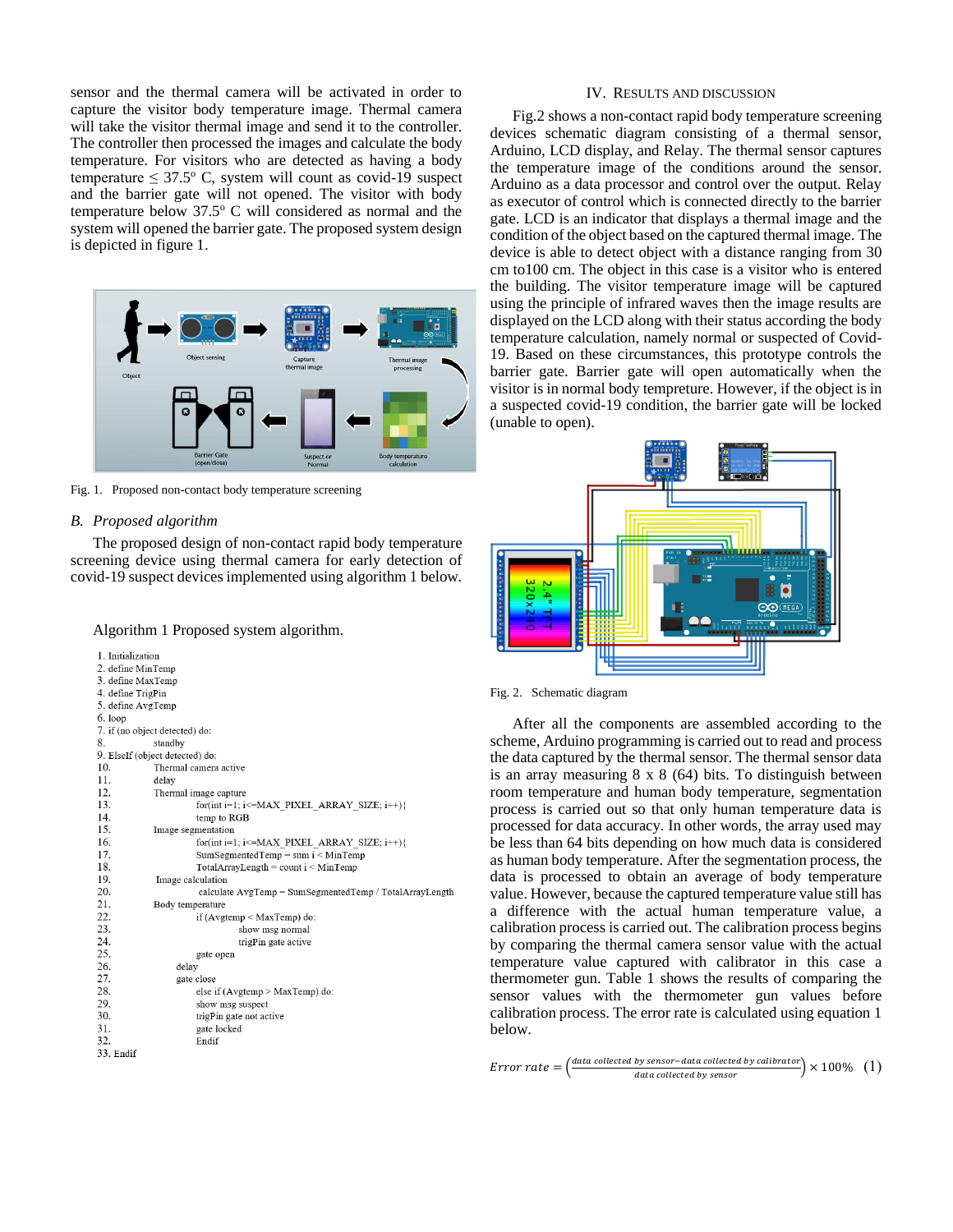sensor and the thermal camera will be activated in order to capture the visitor body temperature image. Thermal camera will take the visitor thermal image and send it to the controller. The controller then processed the images and calculate the body temperature. For visitors who are detected as having a body temperature ≤ 37.5° C, system will count as covid-19 suspect and the barrier gate will not opened. The visitor with body temperature below 37.5° C will considered as normal and the system will opened the barrier gate. The proposed system design is depicted in figure 1.

Fig. 1. Proposed non-contact body temperature screening

### *B. Proposed algorithm*

The proposed design of non-contact rapid body temperature screening device using thermal camera for early detection of covid-19 suspect devices implemented using algorithm 1 below.

Algorithm 1 Proposed system algorithm.

```
1. Initialization
2. define MinTemp
3. define MaxTemp
4. define TrigPin
5. define AvgTemp
6. loop
7. if (no object detected) do:
8.          standby
9. ElseIf (object detected) do:
10.         Thermal camera active
11.         delay
12.         Thermal image capture
13.                 for(int i=1; i<=MAX_PIXEL_ARRAY_SIZE; i++){
14.                 temp to RGB
15.         Image segmentation
16.                 for(int i=1; i<=MAX_PIXEL_ARRAY_SIZE; i++){
17.                 SumSegmentedTemp = sum i < MinTemp
18.                 TotalArrayLength = count i < MinTemp
19.         Image calculation
20.                 calculate AvgTemp = SumSegmentedTemp / TotalArrayLength
21.         Body temperature
22.                 if (Avgtemp < MaxTemp) do:
23.                         show msg normal
24.                         trigPin gate active
25.                 gate open
26.             delay
27.             gate close
28.                 else if (Avgtemp > MaxTemp) do:
29.                 show msg suspect
30.                 trigPin gate not active
31.                 gate locked
32.                 Endif
33. Endif
```

## IV. Results and Discussion

Fig.2 shows a non-contact rapid body temperature screening devices schematic diagram consisting of a thermal sensor, Arduino, LCD display, and Relay. The thermal sensor captures the temperature image of the conditions around the sensor. Arduino as a data processor and control over the output. Relay as executor of control which is connected directly to the barrier gate. LCD is an indicator that displays a thermal image and the condition of the object based on the captured thermal image. The device is able to detect object with a distance ranging from 30 cm to100 cm. The object in this case is a visitor who is entered the building. The visitor temperature image will be captured using the principle of infrared waves then the image results are displayed on the LCD along with their status according the body temperature calculation, namely normal or suspected of Covid-19. Based on these circumstances, this prototype controls the barrier gate. Barrier gate will open automatically when the visitor is in normal body tempreture. However, if the object is in a suspected covid-19 condition, the barrier gate will be locked (unable to open).

Fig. 2. Schematic diagram

After all the components are assembled according to the scheme, Arduino programming is carried out to read and process the data captured by the thermal sensor. The thermal sensor data is an array measuring 8 x 8 (64) bits. To distinguish between room temperature and human body temperature, segmentation process is carried out so that only human temperature data is processed for data accuracy. In other words, the array used may be less than 64 bits depending on how much data is considered as human body temperature. After the segmentation process, the data is processed to obtain an average of body temperature value. However, because the captured temperature value still has a difference with the actual human temperature value, a calibration process is carried out. The calibration process begins by comparing the thermal camera sensor value with the actual temperature value captured with calibrator in this case a thermometer gun. Table 1 shows the results of comparing the sensor values with the thermometer gun values before calibration process. The error rate is calculated using equation 1 below.

$$Error\ rate = \left(\frac{data\ collected\ by\ sensor - data\ collected\ by\ calibrator}{data\ collected\ by\ sensor}\right) \times 100\% \quad (1)$$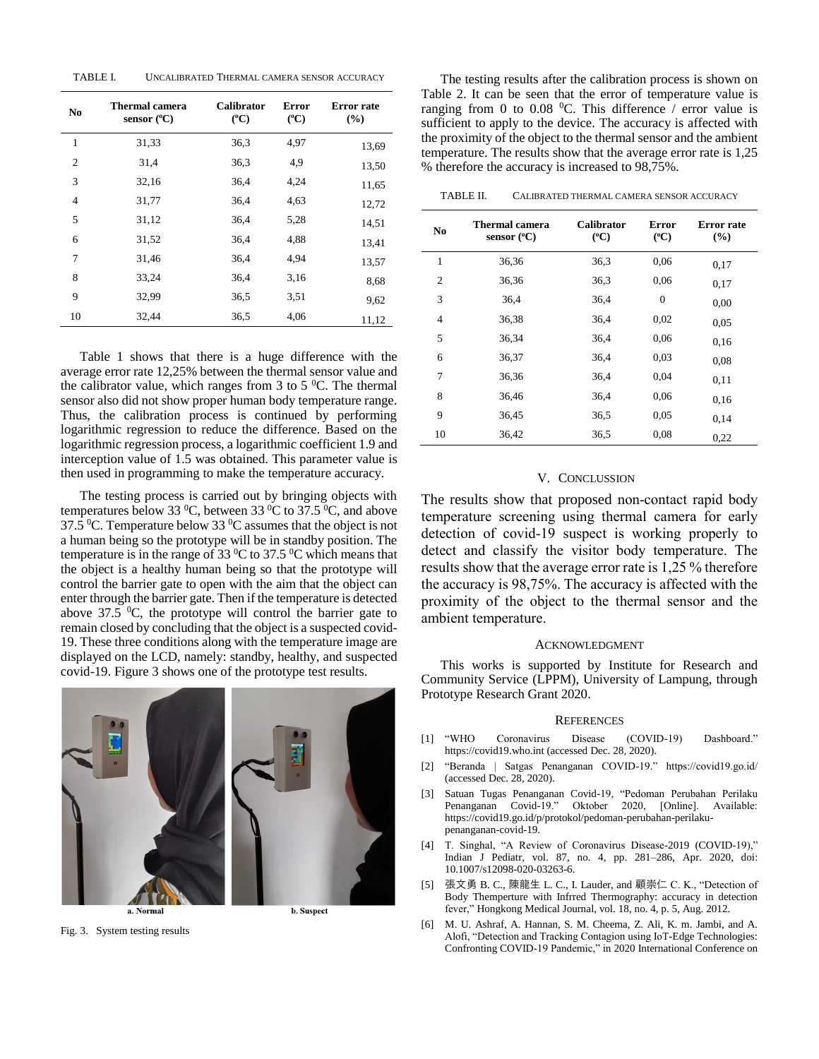TABLE I. UNCALIBRATED THERMAL CAMERA SENSOR ACCURACY

| No | Thermal camera sensor (ºC) | Calibrator (ºC) | Error (ºC) | Error rate (%) |
|---|---|---|---|---|
| 1 | 31,33 | 36,3 | 4,97 | 13,69 |
| 2 | 31,4 | 36,3 | 4,9 | 13,50 |
| 3 | 32,16 | 36,4 | 4,24 | 11,65 |
| 4 | 31,77 | 36,4 | 4,63 | 12,72 |
| 5 | 31,12 | 36,4 | 5,28 | 14,51 |
| 6 | 31,52 | 36,4 | 4,88 | 13,41 |
| 7 | 31,46 | 36,4 | 4,94 | 13,57 |
| 8 | 33,24 | 36,4 | 3,16 | 8,68 |
| 9 | 32,99 | 36,5 | 3,51 | 9,62 |
| 10 | 32,44 | 36,5 | 4,06 | 11,12 |

Table 1 shows that there is a huge difference with the average error rate 12,25% between the thermal sensor value and the calibrator value, which ranges from 3 to 5 $^0$C. The thermal sensor also did not show proper human body temperature range. Thus, the calibration process is continued by performing logarithmic regression to reduce the difference. Based on the logarithmic regression process, a logarithmic coefficient 1.9 and interception value of 1.5 was obtained. This parameter value is then used in programming to make the temperature accuracy.

The testing process is carried out by bringing objects with temperatures below 33 $^0$C, between 33 $^0$C to 37.5 $^0$C, and above 37.5 $^0$C. Temperature below 33 $^0$C assumes that the object is not a human being so the prototype will be in standby position. The temperature is in the range of 33 $^0$C to 37.5 $^0$C which means that the object is a healthy human being so that the prototype will control the barrier gate to open with the aim that the object can enter through the barrier gate. Then if the temperature is detected above 37.5 $^0$C, the prototype will control the barrier gate to remain closed by concluding that the object is a suspected covid-19. These three conditions along with the temperature image are displayed on the LCD, namely: standby, healthy, and suspected covid-19. Figure 3 shows one of the prototype test results.

a. Normal b. Suspect

Fig. 3. System testing results

The testing results after the calibration process is shown on Table 2. It can be seen that the error of temperature value is ranging from 0 to 0.08 $^0$C. This difference / error value is sufficient to apply to the device. The accuracy is affected with the proximity of the object to the thermal sensor and the ambient temperature. The results show that the average error rate is 1,25 % therefore the accuracy is increased to 98,75%.

TABLE II. CALIBRATED THERMAL CAMERA SENSOR ACCURACY

| No | Thermal camera sensor (ºC) | Calibrator (ºC) | Error (ºC) | Error rate (%) |
|---|---|---|---|---|
| 1 | 36,36 | 36,3 | 0,06 | 0,17 |
| 2 | 36,36 | 36,3 | 0,06 | 0,17 |
| 3 | 36,4 | 36,4 | 0 | 0,00 |
| 4 | 36,38 | 36,4 | 0,02 | 0,05 |
| 5 | 36,34 | 36,4 | 0,06 | 0,16 |
| 6 | 36,37 | 36,4 | 0,03 | 0,08 |
| 7 | 36,36 | 36,4 | 0,04 | 0,11 |
| 8 | 36,46 | 36,4 | 0,06 | 0,16 |
| 9 | 36,45 | 36,5 | 0,05 | 0,14 |
| 10 | 36,42 | 36,5 | 0,08 | 0,22 |

## V. CONCLUSSION

The results show that proposed non-contact rapid body temperature screening using thermal camera for early detection of covid-19 suspect is working properly to detect and classify the visitor body temperature. The results show that the average error rate is 1,25 % therefore the accuracy is 98,75%. The accuracy is affected with the proximity of the object to the thermal sensor and the ambient temperature.

## ACKNOWLEDGMENT

This works is supported by Institute for Research and Community Service (LPPM), University of Lampung, through Prototype Research Grant 2020.

## REFERENCES

[1] "WHO Coronavirus Disease (COVID-19) Dashboard." https://covid19.who.int (accessed Dec. 28, 2020).

[2] "Beranda | Satgas Penanganan COVID-19." https://covid19.go.id/ (accessed Dec. 28, 2020).

[3] Satuan Tugas Penanganan Covid-19, "Pedoman Perubahan Perilaku Penanganan Covid-19." Oktober 2020, [Online]. Available: https://covid19.go.id/p/protokol/pedoman-perubahan-perilaku-penanganan-covid-19.

[4] T. Singhal, "A Review of Coronavirus Disease-2019 (COVID-19)," Indian J Pediatr, vol. 87, no. 4, pp. 281–286, Apr. 2020, doi: 10.1007/s12098-020-03263-6.

[5] 張文勇 B. C., 陳龍生 L. C., I. Lauder, and 顧崇仁 C. K., "Detection of Body Themperture with Infrred Thermography: accuracy in detection fever," Hongkong Medical Journal, vol. 18, no. 4, p. 5, Aug. 2012.

[6] M. U. Ashraf, A. Hannan, S. M. Cheema, Z. Ali, K. m. Jambi, and A. Alofi, "Detection and Tracking Contagion using IoT-Edge Technologies: Confronting COVID-19 Pandemic," in 2020 International Conference on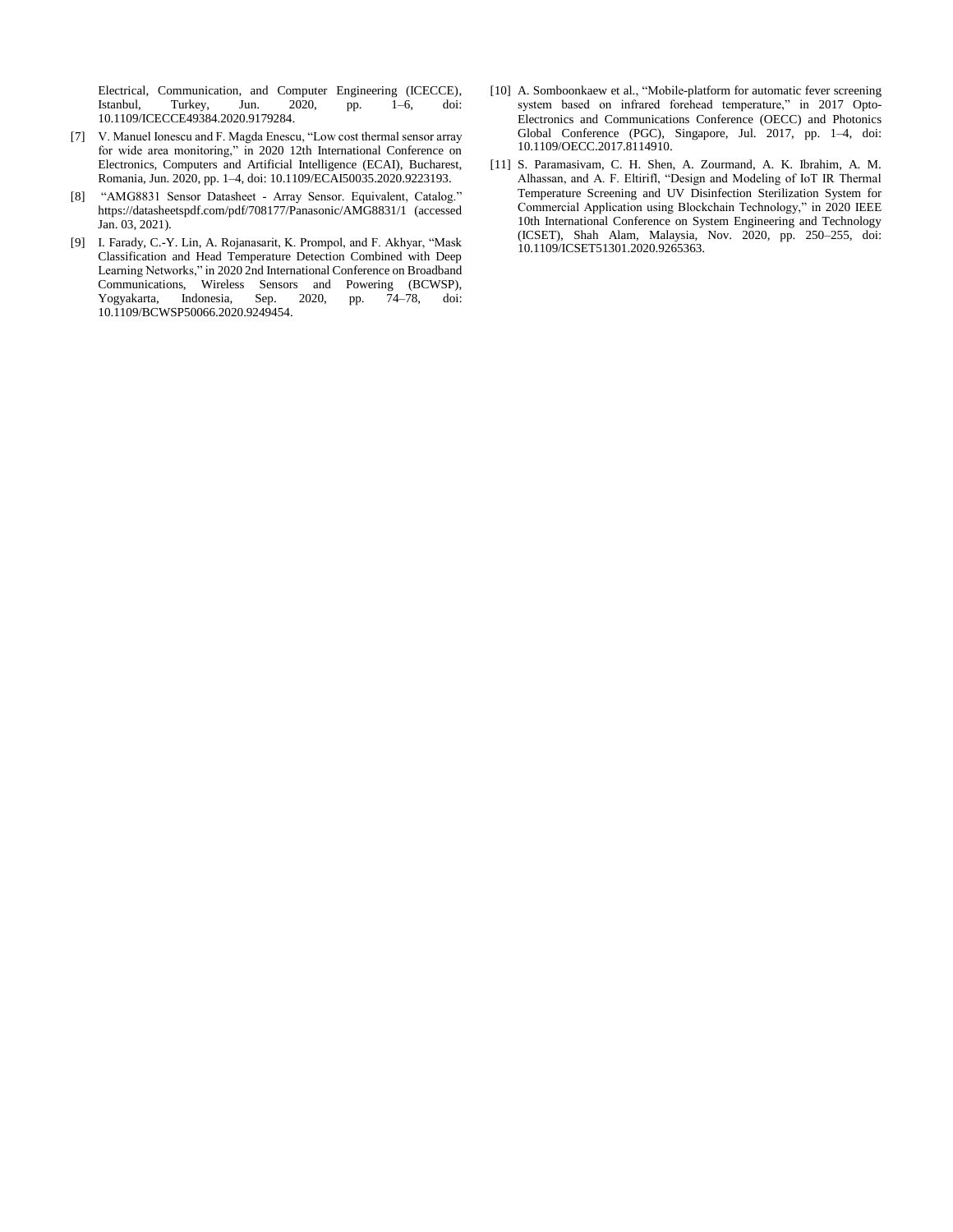Electrical, Communication, and Computer Engineering (ICECCE), Istanbul, Turkey, Jun. 2020, pp. 1–6, doi: 10.1109/ICECCE49384.2020.9179284.

[7] V. Manuel Ionescu and F. Magda Enescu, "Low cost thermal sensor array for wide area monitoring," in 2020 12th International Conference on Electronics, Computers and Artificial Intelligence (ECAI), Bucharest, Romania, Jun. 2020, pp. 1–4, doi: 10.1109/ECAI50035.2020.9223193.

[8] "AMG8831 Sensor Datasheet - Array Sensor. Equivalent, Catalog." https://datasheetspdf.com/pdf/708177/Panasonic/AMG8831/1 (accessed Jan. 03, 2021).

[9] I. Farady, C.-Y. Lin, A. Rojanasarit, K. Prompol, and F. Akhyar, "Mask Classification and Head Temperature Detection Combined with Deep Learning Networks," in 2020 2nd International Conference on Broadband Communications, Wireless Sensors and Powering (BCWSP), Yogyakarta, Indonesia, Sep. 2020, pp. 74–78, doi: 10.1109/BCWSP50066.2020.9249454.

[10] A. Somboonkaew et al., "Mobile-platform for automatic fever screening system based on infrared forehead temperature," in 2017 Opto-Electronics and Communications Conference (OECC) and Photonics Global Conference (PGC), Singapore, Jul. 2017, pp. 1–4, doi: 10.1109/OECC.2017.8114910.

[11] S. Paramasivam, C. H. Shen, A. Zourmand, A. K. Ibrahim, A. M. Alhassan, and A. F. Eltirifl, "Design and Modeling of IoT IR Thermal Temperature Screening and UV Disinfection Sterilization System for Commercial Application using Blockchain Technology," in 2020 IEEE 10th International Conference on System Engineering and Technology (ICSET), Shah Alam, Malaysia, Nov. 2020, pp. 250–255, doi: 10.1109/ICSET51301.2020.9265363.